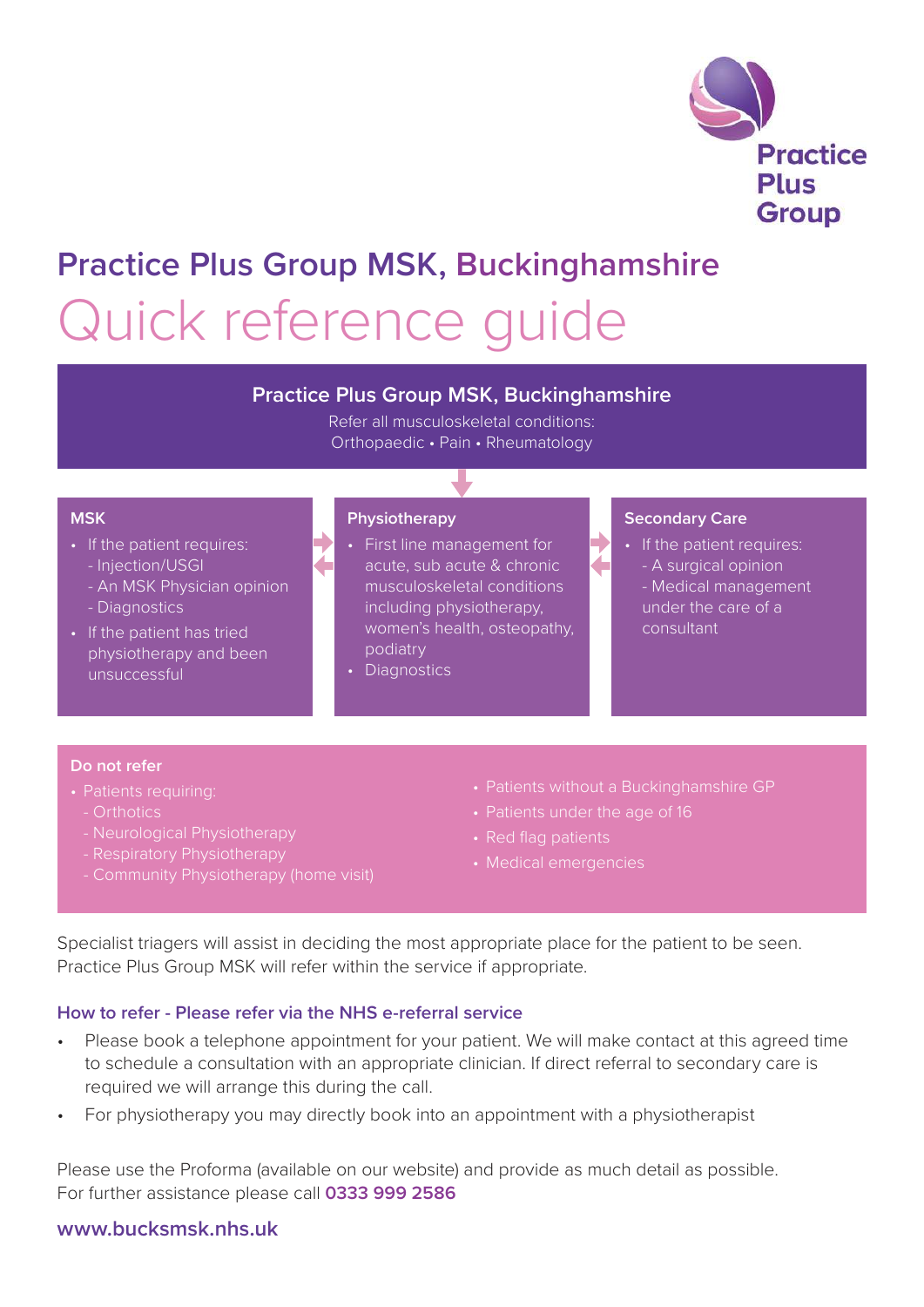Practice Plus Group

# Practice Plus Group MSK, Buckinghamshire

# Quick reference guide

## Practice Plus Group MSK, Buckinghamshire

Refer all musculoskeletal conditions:
Orthopaedic • Pain • Rheumatology

### MSK

- If the patient requires:
  - Injection/USGI
  - An MSK Physician opinion
  - Diagnostics
- If the patient has tried physiotherapy and been unsuccessful

### Physiotherapy

- First line management for acute, sub acute & chronic musculoskeletal conditions including physiotherapy, women's health, osteopathy, podiatry
- Diagnostics

### Secondary Care

- If the patient requires:
  - A surgical opinion
  - Medical management under the care of a consultant

### Do not refer

- Patients requiring:
  - Orthotics
  - Neurological Physiotherapy
  - Respiratory Physiotherapy
  - Community Physiotherapy (home visit)
- Patients without a Buckinghamshire GP
- Patients under the age of 16
- Red flag patients
- Medical emergencies

Specialist triagers will assist in deciding the most appropriate place for the patient to be seen. Practice Plus Group MSK will refer within the service if appropriate.

### How to refer - Please refer via the NHS e-referral service

- Please book a telephone appointment for your patient. We will make contact at this agreed time to schedule a consultation with an appropriate clinician. If direct referral to secondary care is required we will arrange this during the call.
- For physiotherapy you may directly book into an appointment with a physiotherapist

Please use the Proforma (available on our website) and provide as much detail as possible.
For further assistance please call **0333 999 2586**

**www.bucksmsk.nhs.uk**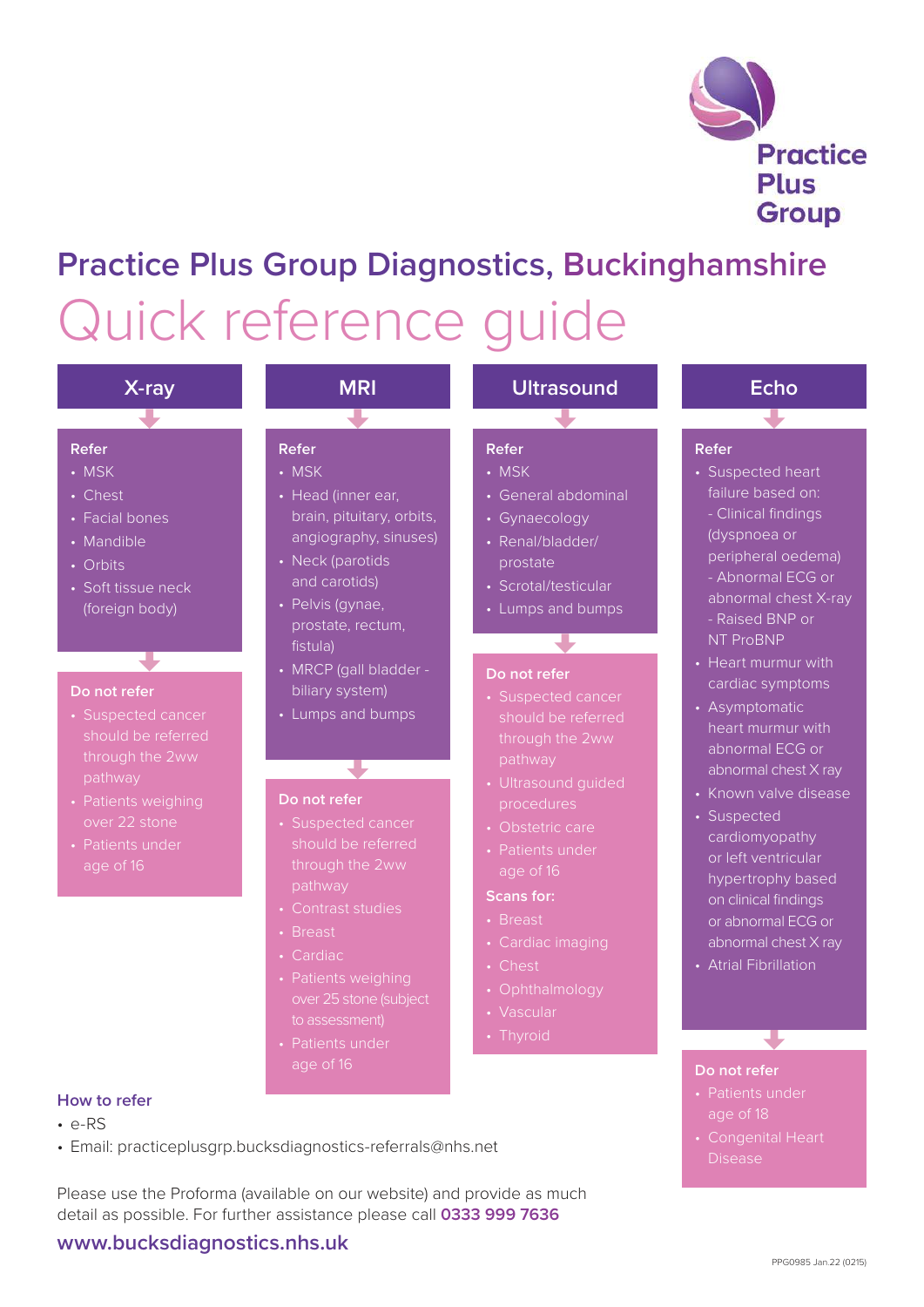Practice Plus Group

# Practice Plus Group Diagnostics, Buckinghamshire

# Quick reference guide

## X-ray

**Refer**

- MSK
- Chest
- Facial bones
- Mandible
- Orbits
- Soft tissue neck (foreign body)

**Do not refer**

- Suspected cancer should be referred through the 2ww pathway
- Patients weighing over 22 stone
- Patients under age of 16

## MRI

**Refer**

- MSK
- Head (inner ear, brain, pituitary, orbits, angiography, sinuses)
- Neck (parotids and carotids)
- Pelvis (gynae, prostate, rectum, fistula)
- MRCP (gall bladder - biliary system)
- Lumps and bumps

**Do not refer**

- Suspected cancer should be referred through the 2ww pathway
- Contrast studies
- Breast
- Cardiac
- Patients weighing over 25 stone (subject to assessment)
- Patients under age of 16

## Ultrasound

**Refer**

- MSK
- General abdominal
- Gynaecology
- Renal/bladder/ prostate
- Scrotal/testicular
- Lumps and bumps

**Do not refer**

- Suspected cancer should be referred through the 2ww pathway
- Ultrasound guided procedures
- Obstetric care
- Patients under age of 16

**Scans for:**

- Breast
- Cardiac imaging
- Chest
- Ophthalmology
- Vascular
- Thyroid

## Echo

**Refer**

- Suspected heart failure based on:
  - Clinical findings (dyspnoea or peripheral oedema)
  - Abnormal ECG or abnormal chest X-ray
  - Raised BNP or NT ProBNP
- Heart murmur with cardiac symptoms
- Asymptomatic heart murmur with abnormal ECG or abnormal chest X ray
- Known valve disease
- Suspected cardiomyopathy or left ventricular hypertrophy based on clinical findings or abnormal ECG or abnormal chest X ray
- Atrial Fibrillation

**Do not refer**

- Patients under age of 18
- Congenital Heart Disease

### How to refer

- e-RS
- Email: practiceplusgrp.bucksdiagnostics-referrals@nhs.net

Please use the Proforma (available on our website) and provide as much detail as possible. For further assistance please call **0333 999 7636**

**www.bucksdiagnostics.nhs.uk**

PPG0985 Jan.22 (0215)